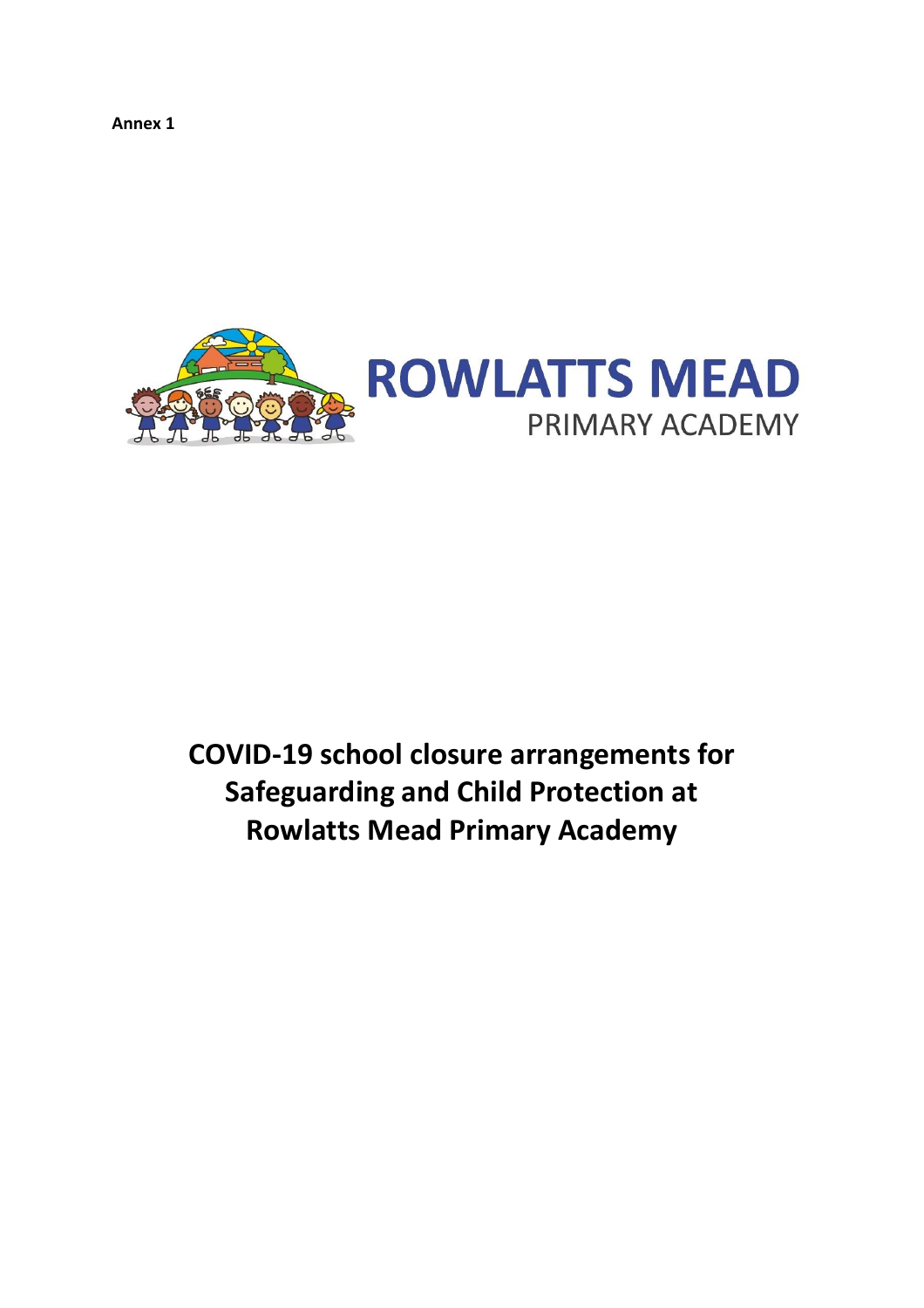**Annex 1**

ROWLATTS MEAD
PRIMARY ACADEMY

# COVID-19 school closure arrangements for Safeguarding and Child Protection at Rowlatts Mead Primary Academy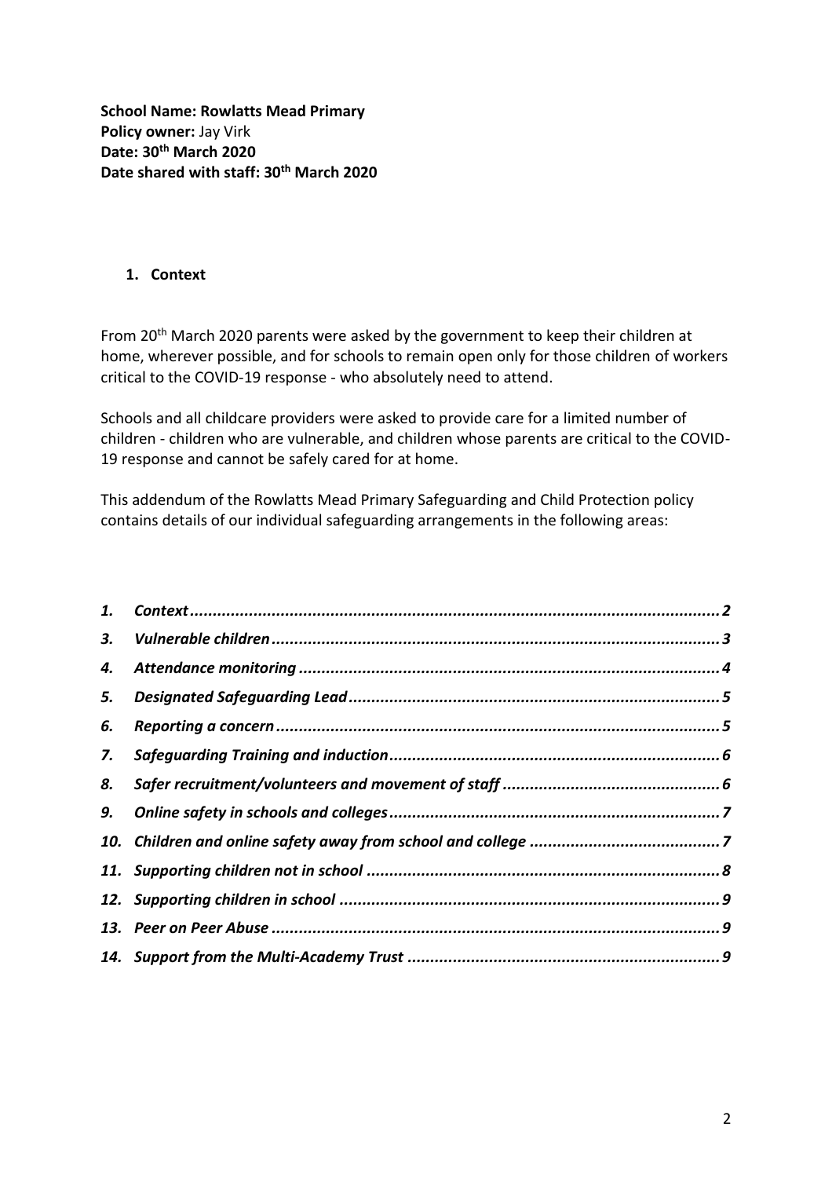**School Name: Rowlatts Mead Primary**
**Policy owner:** Jay Virk
**Date: 30th March 2020**
**Date shared with staff: 30th March 2020**

## 1. Context

From 20th March 2020 parents were asked by the government to keep their children at home, wherever possible, and for schools to remain open only for those children of workers critical to the COVID-19 response - who absolutely need to attend.

Schools and all childcare providers were asked to provide care for a limited number of children - children who are vulnerable, and children whose parents are critical to the COVID-19 response and cannot be safely cared for at home.

This addendum of the Rowlatts Mead Primary Safeguarding and Child Protection policy contains details of our individual safeguarding arrangements in the following areas:

1. *Context* ........ 2
3. *Vulnerable children* ........ 3
4. *Attendance monitoring* ........ 4
5. *Designated Safeguarding Lead* ........ 5
6. *Reporting a concern* ........ 5
7. *Safeguarding Training and induction* ........ 6
8. *Safer recruitment/volunteers and movement of staff* ........ 6
9. *Online safety in schools and colleges* ........ 7
10. *Children and online safety away from school and college* ........ 7
11. *Supporting children not in school* ........ 8
12. *Supporting children in school* ........ 9
13. *Peer on Peer Abuse* ........ 9
14. *Support from the Multi-Academy Trust* ........ 9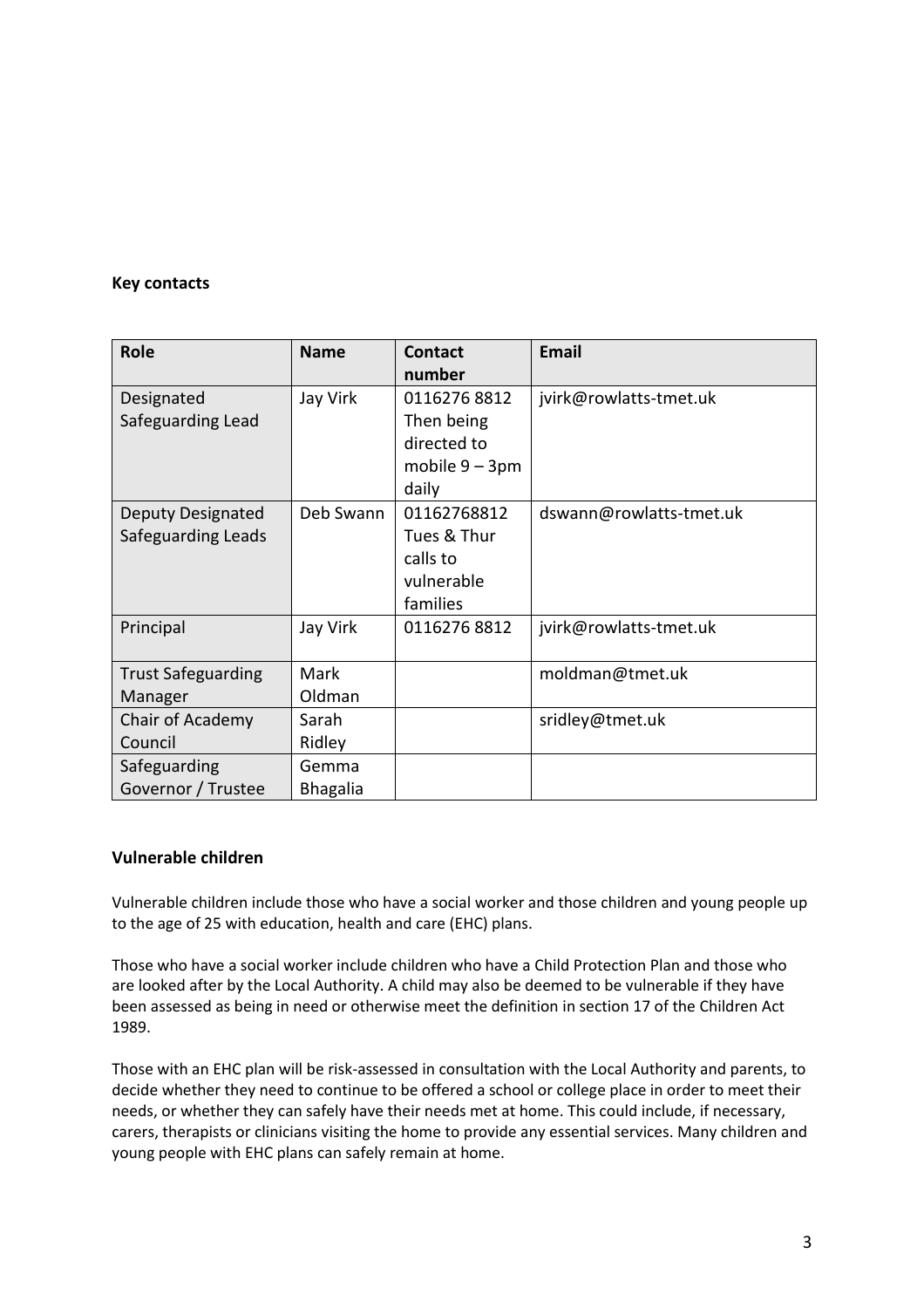**Key contacts**

| Role | Name | Contact number | Email |
|---|---|---|---|
| Designated Safeguarding Lead | Jay Virk | 0116276 8812 Then being directed to mobile 9 – 3pm daily | jvirk@rowlatts-tmet.uk |
| Deputy Designated Safeguarding Leads | Deb Swann | 01162768812 Tues & Thur calls to vulnerable families | dswann@rowlatts-tmet.uk |
| Principal | Jay Virk | 0116276 8812 | jvirk@rowlatts-tmet.uk |
| Trust Safeguarding Manager | Mark Oldman | | moldman@tmet.uk |
| Chair of Academy Council | Sarah Ridley | | sridley@tmet.uk |
| Safeguarding Governor / Trustee | Gemma Bhagalia | | |

**Vulnerable children**

Vulnerable children include those who have a social worker and those children and young people up to the age of 25 with education, health and care (EHC) plans.

Those who have a social worker include children who have a Child Protection Plan and those who are looked after by the Local Authority. A child may also be deemed to be vulnerable if they have been assessed as being in need or otherwise meet the definition in section 17 of the Children Act 1989.

Those with an EHC plan will be risk-assessed in consultation with the Local Authority and parents, to decide whether they need to continue to be offered a school or college place in order to meet their needs, or whether they can safely have their needs met at home. This could include, if necessary, carers, therapists or clinicians visiting the home to provide any essential services. Many children and young people with EHC plans can safely remain at home.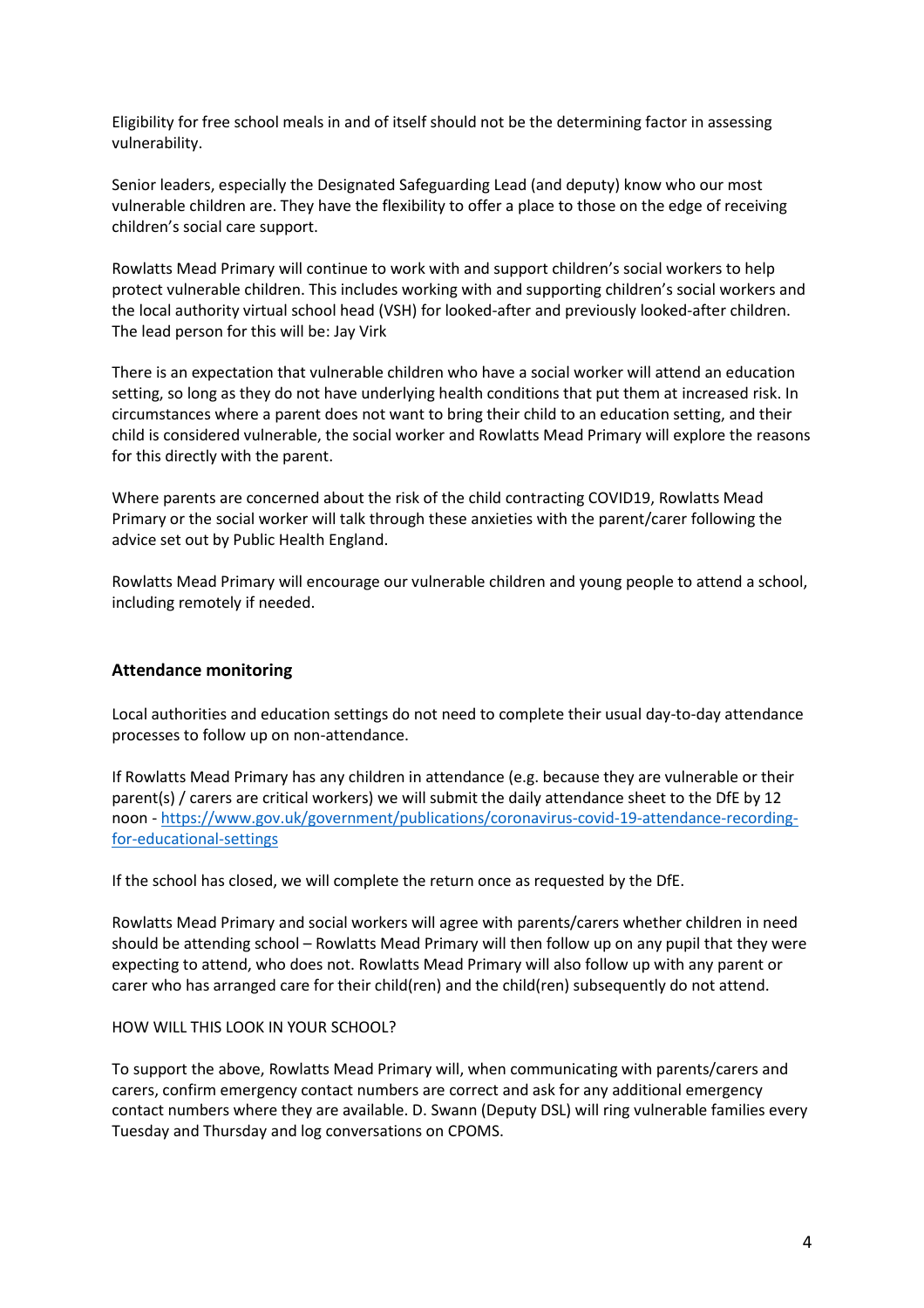Eligibility for free school meals in and of itself should not be the determining factor in assessing vulnerability.

Senior leaders, especially the Designated Safeguarding Lead (and deputy) know who our most vulnerable children are. They have the flexibility to offer a place to those on the edge of receiving children's social care support.

Rowlatts Mead Primary will continue to work with and support children's social workers to help protect vulnerable children. This includes working with and supporting children's social workers and the local authority virtual school head (VSH) for looked-after and previously looked-after children. The lead person for this will be: Jay Virk

There is an expectation that vulnerable children who have a social worker will attend an education setting, so long as they do not have underlying health conditions that put them at increased risk. In circumstances where a parent does not want to bring their child to an education setting, and their child is considered vulnerable, the social worker and Rowlatts Mead Primary will explore the reasons for this directly with the parent.

Where parents are concerned about the risk of the child contracting COVID19, Rowlatts Mead Primary or the social worker will talk through these anxieties with the parent/carer following the advice set out by Public Health England.

Rowlatts Mead Primary will encourage our vulnerable children and young people to attend a school, including remotely if needed.

### Attendance monitoring

Local authorities and education settings do not need to complete their usual day-to-day attendance processes to follow up on non-attendance.

If Rowlatts Mead Primary has any children in attendance (e.g. because they are vulnerable or their parent(s) / carers are critical workers) we will submit the daily attendance sheet to the DfE by 12 noon - [https://www.gov.uk/government/publications/coronavirus-covid-19-attendance-recording-for-educational-settings](https://www.gov.uk/government/publications/coronavirus-covid-19-attendance-recording-for-educational-settings)

If the school has closed, we will complete the return once as requested by the DfE.

Rowlatts Mead Primary and social workers will agree with parents/carers whether children in need should be attending school – Rowlatts Mead Primary will then follow up on any pupil that they were expecting to attend, who does not. Rowlatts Mead Primary will also follow up with any parent or carer who has arranged care for their child(ren) and the child(ren) subsequently do not attend.

HOW WILL THIS LOOK IN YOUR SCHOOL?

To support the above, Rowlatts Mead Primary will, when communicating with parents/carers and carers, confirm emergency contact numbers are correct and ask for any additional emergency contact numbers where they are available. D. Swann (Deputy DSL) will ring vulnerable families every Tuesday and Thursday and log conversations on CPOMS.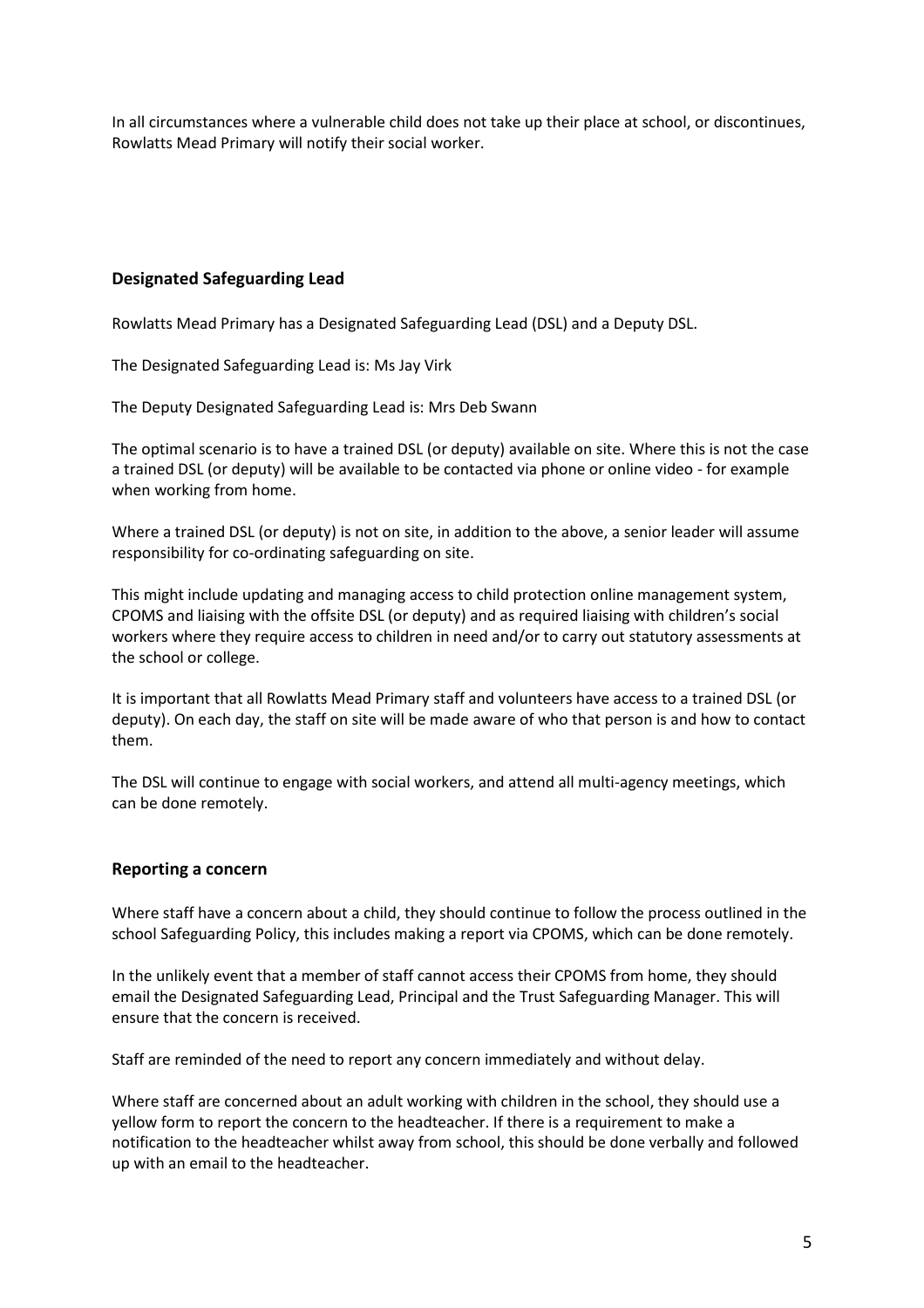In all circumstances where a vulnerable child does not take up their place at school, or discontinues, Rowlatts Mead Primary will notify their social worker.

### Designated Safeguarding Lead

Rowlatts Mead Primary has a Designated Safeguarding Lead (DSL) and a Deputy DSL.

The Designated Safeguarding Lead is: Ms Jay Virk

The Deputy Designated Safeguarding Lead is: Mrs Deb Swann

The optimal scenario is to have a trained DSL (or deputy) available on site. Where this is not the case a trained DSL (or deputy) will be available to be contacted via phone or online video - for example when working from home.

Where a trained DSL (or deputy) is not on site, in addition to the above, a senior leader will assume responsibility for co-ordinating safeguarding on site.

This might include updating and managing access to child protection online management system, CPOMS and liaising with the offsite DSL (or deputy) and as required liaising with children's social workers where they require access to children in need and/or to carry out statutory assessments at the school or college.

It is important that all Rowlatts Mead Primary staff and volunteers have access to a trained DSL (or deputy). On each day, the staff on site will be made aware of who that person is and how to contact them.

The DSL will continue to engage with social workers, and attend all multi-agency meetings, which can be done remotely.

### Reporting a concern

Where staff have a concern about a child, they should continue to follow the process outlined in the school Safeguarding Policy, this includes making a report via CPOMS, which can be done remotely.

In the unlikely event that a member of staff cannot access their CPOMS from home, they should email the Designated Safeguarding Lead, Principal and the Trust Safeguarding Manager. This will ensure that the concern is received.

Staff are reminded of the need to report any concern immediately and without delay.

Where staff are concerned about an adult working with children in the school, they should use a yellow form to report the concern to the headteacher. If there is a requirement to make a notification to the headteacher whilst away from school, this should be done verbally and followed up with an email to the headteacher.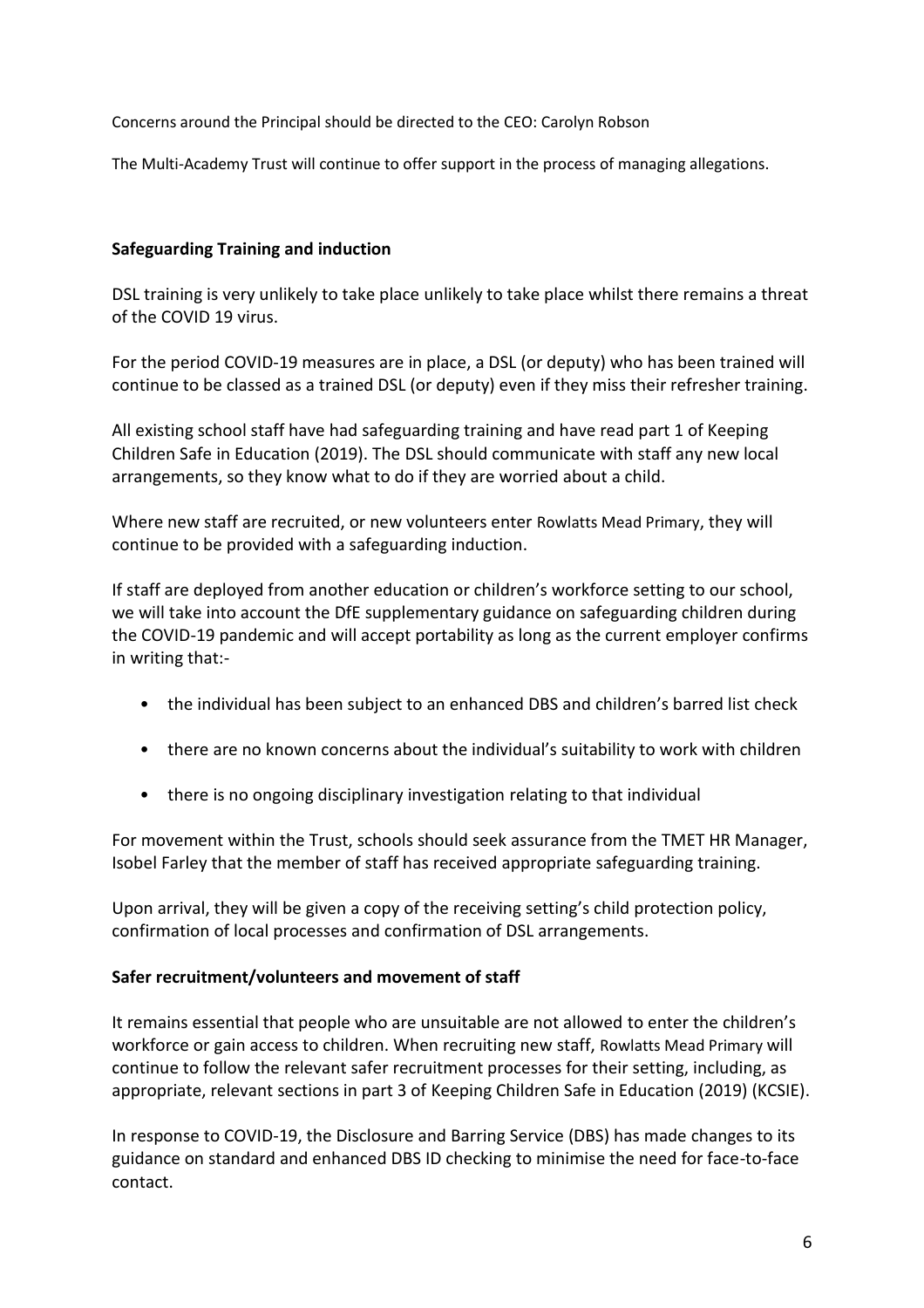Concerns around the Principal should be directed to the CEO: Carolyn Robson

The Multi-Academy Trust will continue to offer support in the process of managing allegations.

**Safeguarding Training and induction**

DSL training is very unlikely to take place unlikely to take place whilst there remains a threat of the COVID 19 virus.

For the period COVID-19 measures are in place, a DSL (or deputy) who has been trained will continue to be classed as a trained DSL (or deputy) even if they miss their refresher training.

All existing school staff have had safeguarding training and have read part 1 of Keeping Children Safe in Education (2019). The DSL should communicate with staff any new local arrangements, so they know what to do if they are worried about a child.

Where new staff are recruited, or new volunteers enter Rowlatts Mead Primary, they will continue to be provided with a safeguarding induction.

If staff are deployed from another education or children's workforce setting to our school, we will take into account the DfE supplementary guidance on safeguarding children during the COVID-19 pandemic and will accept portability as long as the current employer confirms in writing that:-

- the individual has been subject to an enhanced DBS and children's barred list check
- there are no known concerns about the individual's suitability to work with children
- there is no ongoing disciplinary investigation relating to that individual

For movement within the Trust, schools should seek assurance from the TMET HR Manager, Isobel Farley that the member of staff has received appropriate safeguarding training.

Upon arrival, they will be given a copy of the receiving setting's child protection policy, confirmation of local processes and confirmation of DSL arrangements.

**Safer recruitment/volunteers and movement of staff**

It remains essential that people who are unsuitable are not allowed to enter the children's workforce or gain access to children. When recruiting new staff, Rowlatts Mead Primary will continue to follow the relevant safer recruitment processes for their setting, including, as appropriate, relevant sections in part 3 of Keeping Children Safe in Education (2019) (KCSIE).

In response to COVID-19, the Disclosure and Barring Service (DBS) has made changes to its guidance on standard and enhanced DBS ID checking to minimise the need for face-to-face contact.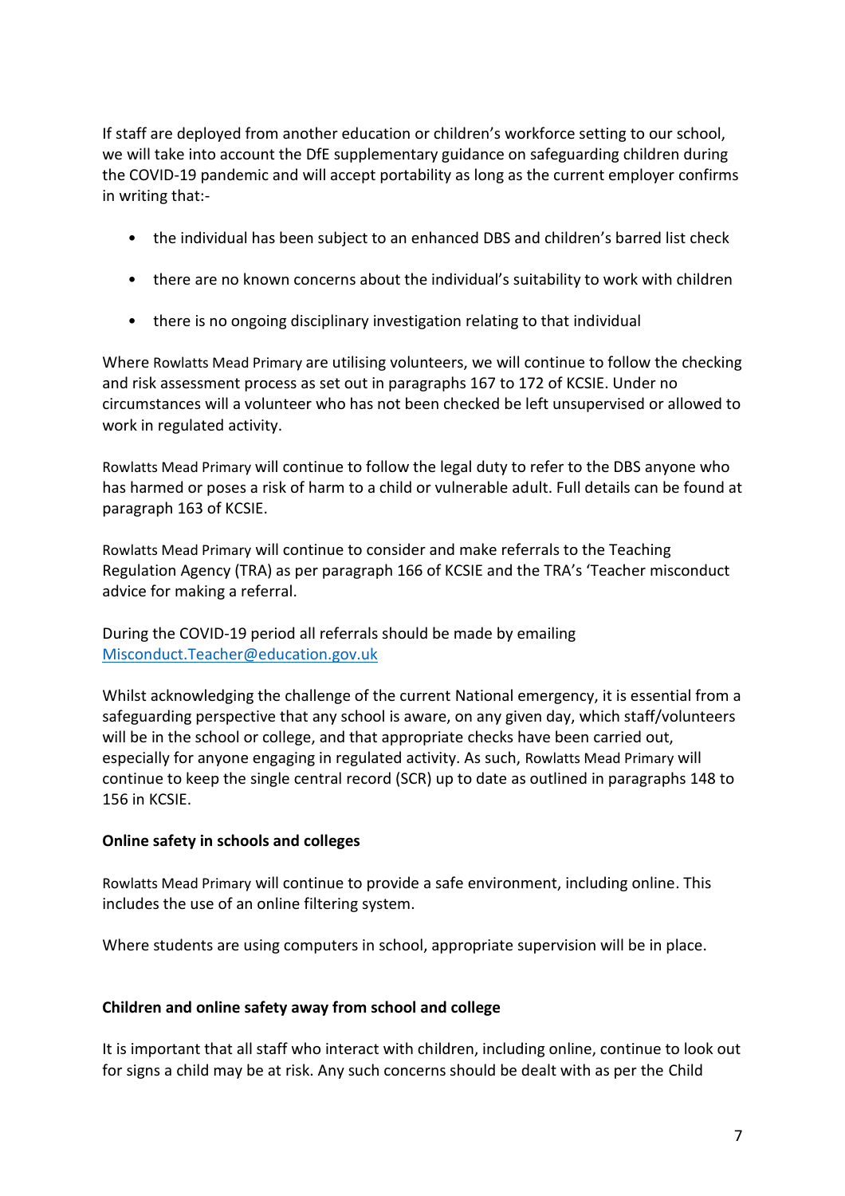If staff are deployed from another education or children's workforce setting to our school, we will take into account the DfE supplementary guidance on safeguarding children during the COVID-19 pandemic and will accept portability as long as the current employer confirms in writing that:-

- the individual has been subject to an enhanced DBS and children's barred list check
- there are no known concerns about the individual's suitability to work with children
- there is no ongoing disciplinary investigation relating to that individual

Where Rowlatts Mead Primary are utilising volunteers, we will continue to follow the checking and risk assessment process as set out in paragraphs 167 to 172 of KCSIE. Under no circumstances will a volunteer who has not been checked be left unsupervised or allowed to work in regulated activity.

Rowlatts Mead Primary will continue to follow the legal duty to refer to the DBS anyone who has harmed or poses a risk of harm to a child or vulnerable adult. Full details can be found at paragraph 163 of KCSIE.

Rowlatts Mead Primary will continue to consider and make referrals to the Teaching Regulation Agency (TRA) as per paragraph 166 of KCSIE and the TRA's 'Teacher misconduct advice for making a referral.

During the COVID-19 period all referrals should be made by emailing [Misconduct.Teacher@education.gov.uk](mailto:Misconduct.Teacher@education.gov.uk)

Whilst acknowledging the challenge of the current National emergency, it is essential from a safeguarding perspective that any school is aware, on any given day, which staff/volunteers will be in the school or college, and that appropriate checks have been carried out, especially for anyone engaging in regulated activity. As such, Rowlatts Mead Primary will continue to keep the single central record (SCR) up to date as outlined in paragraphs 148 to 156 in KCSIE.

**Online safety in schools and colleges**

Rowlatts Mead Primary will continue to provide a safe environment, including online. This includes the use of an online filtering system.

Where students are using computers in school, appropriate supervision will be in place.

**Children and online safety away from school and college**

It is important that all staff who interact with children, including online, continue to look out for signs a child may be at risk. Any such concerns should be dealt with as per the Child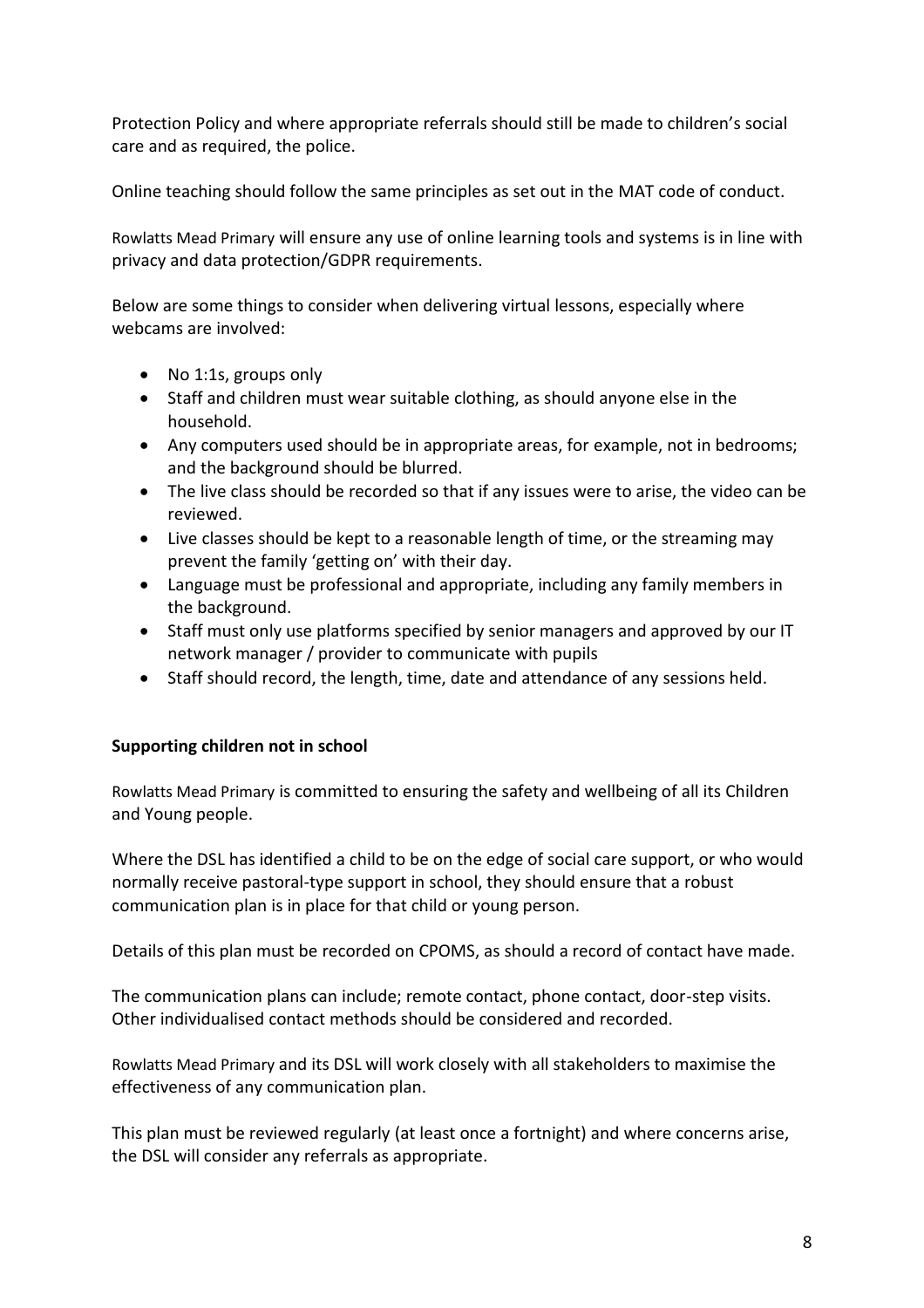Protection Policy and where appropriate referrals should still be made to children's social care and as required, the police.

Online teaching should follow the same principles as set out in the MAT code of conduct.

Rowlatts Mead Primary will ensure any use of online learning tools and systems is in line with privacy and data protection/GDPR requirements.

Below are some things to consider when delivering virtual lessons, especially where webcams are involved:

- No 1:1s, groups only
- Staff and children must wear suitable clothing, as should anyone else in the household.
- Any computers used should be in appropriate areas, for example, not in bedrooms; and the background should be blurred.
- The live class should be recorded so that if any issues were to arise, the video can be reviewed.
- Live classes should be kept to a reasonable length of time, or the streaming may prevent the family 'getting on' with their day.
- Language must be professional and appropriate, including any family members in the background.
- Staff must only use platforms specified by senior managers and approved by our IT network manager / provider to communicate with pupils
- Staff should record, the length, time, date and attendance of any sessions held.

**Supporting children not in school**

Rowlatts Mead Primary is committed to ensuring the safety and wellbeing of all its Children and Young people.

Where the DSL has identified a child to be on the edge of social care support, or who would normally receive pastoral-type support in school, they should ensure that a robust communication plan is in place for that child or young person.

Details of this plan must be recorded on CPOMS, as should a record of contact have made.

The communication plans can include; remote contact, phone contact, door-step visits. Other individualised contact methods should be considered and recorded.

Rowlatts Mead Primary and its DSL will work closely with all stakeholders to maximise the effectiveness of any communication plan.

This plan must be reviewed regularly (at least once a fortnight) and where concerns arise, the DSL will consider any referrals as appropriate.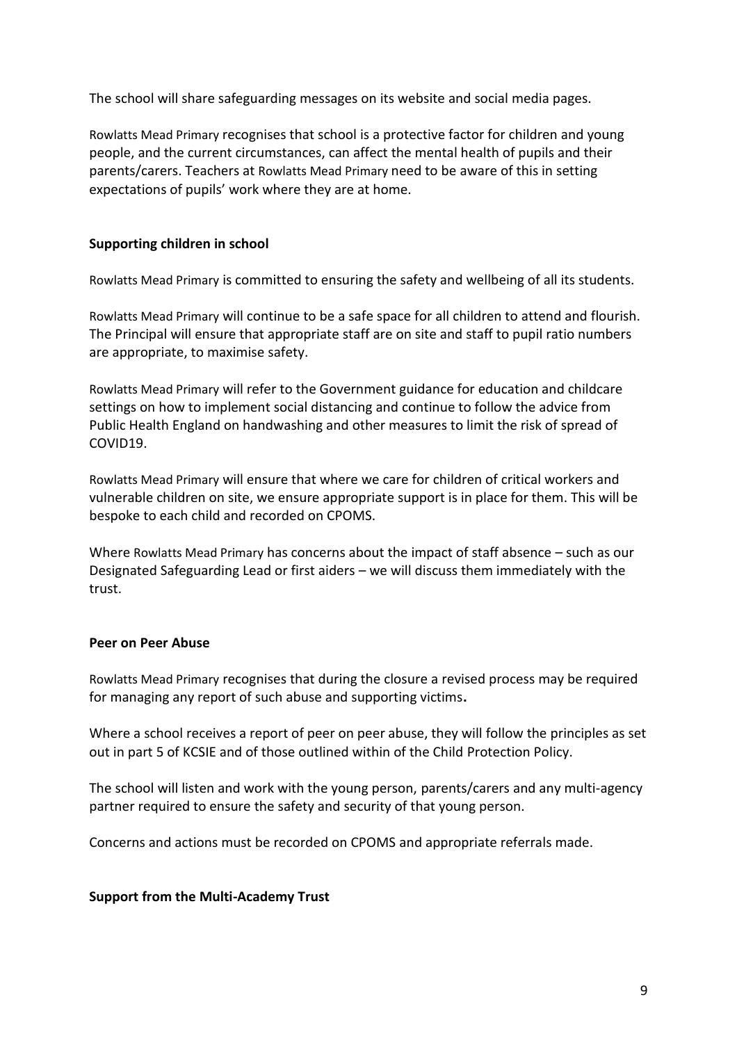The school will share safeguarding messages on its website and social media pages.

Rowlatts Mead Primary recognises that school is a protective factor for children and young people, and the current circumstances, can affect the mental health of pupils and their parents/carers. Teachers at Rowlatts Mead Primary need to be aware of this in setting expectations of pupils' work where they are at home.

**Supporting children in school**

Rowlatts Mead Primary is committed to ensuring the safety and wellbeing of all its students.

Rowlatts Mead Primary will continue to be a safe space for all children to attend and flourish. The Principal will ensure that appropriate staff are on site and staff to pupil ratio numbers are appropriate, to maximise safety.

Rowlatts Mead Primary will refer to the Government guidance for education and childcare settings on how to implement social distancing and continue to follow the advice from Public Health England on handwashing and other measures to limit the risk of spread of COVID19.

Rowlatts Mead Primary will ensure that where we care for children of critical workers and vulnerable children on site, we ensure appropriate support is in place for them. This will be bespoke to each child and recorded on CPOMS.

Where Rowlatts Mead Primary has concerns about the impact of staff absence – such as our Designated Safeguarding Lead or first aiders – we will discuss them immediately with the trust.

**Peer on Peer Abuse**

Rowlatts Mead Primary recognises that during the closure a revised process may be required for managing any report of such abuse and supporting victims**.**

Where a school receives a report of peer on peer abuse, they will follow the principles as set out in part 5 of KCSIE and of those outlined within of the Child Protection Policy.

The school will listen and work with the young person, parents/carers and any multi-agency partner required to ensure the safety and security of that young person.

Concerns and actions must be recorded on CPOMS and appropriate referrals made.

**Support from the Multi-Academy Trust**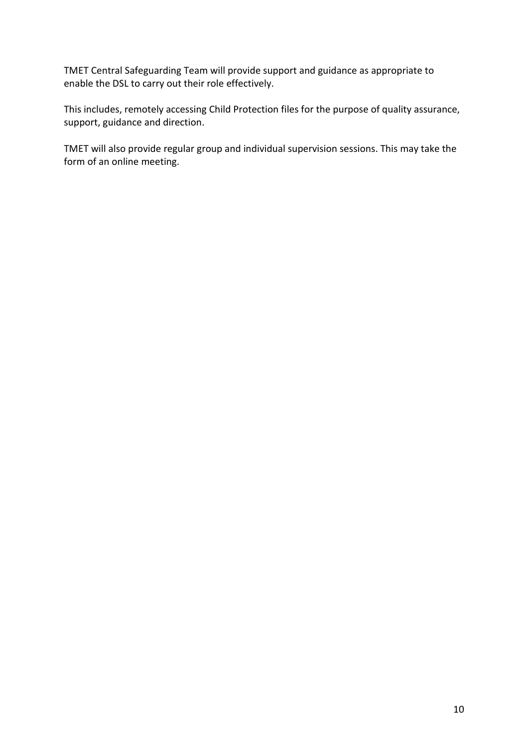TMET Central Safeguarding Team will provide support and guidance as appropriate to enable the DSL to carry out their role effectively.

This includes, remotely accessing Child Protection files for the purpose of quality assurance, support, guidance and direction.

TMET will also provide regular group and individual supervision sessions. This may take the form of an online meeting.